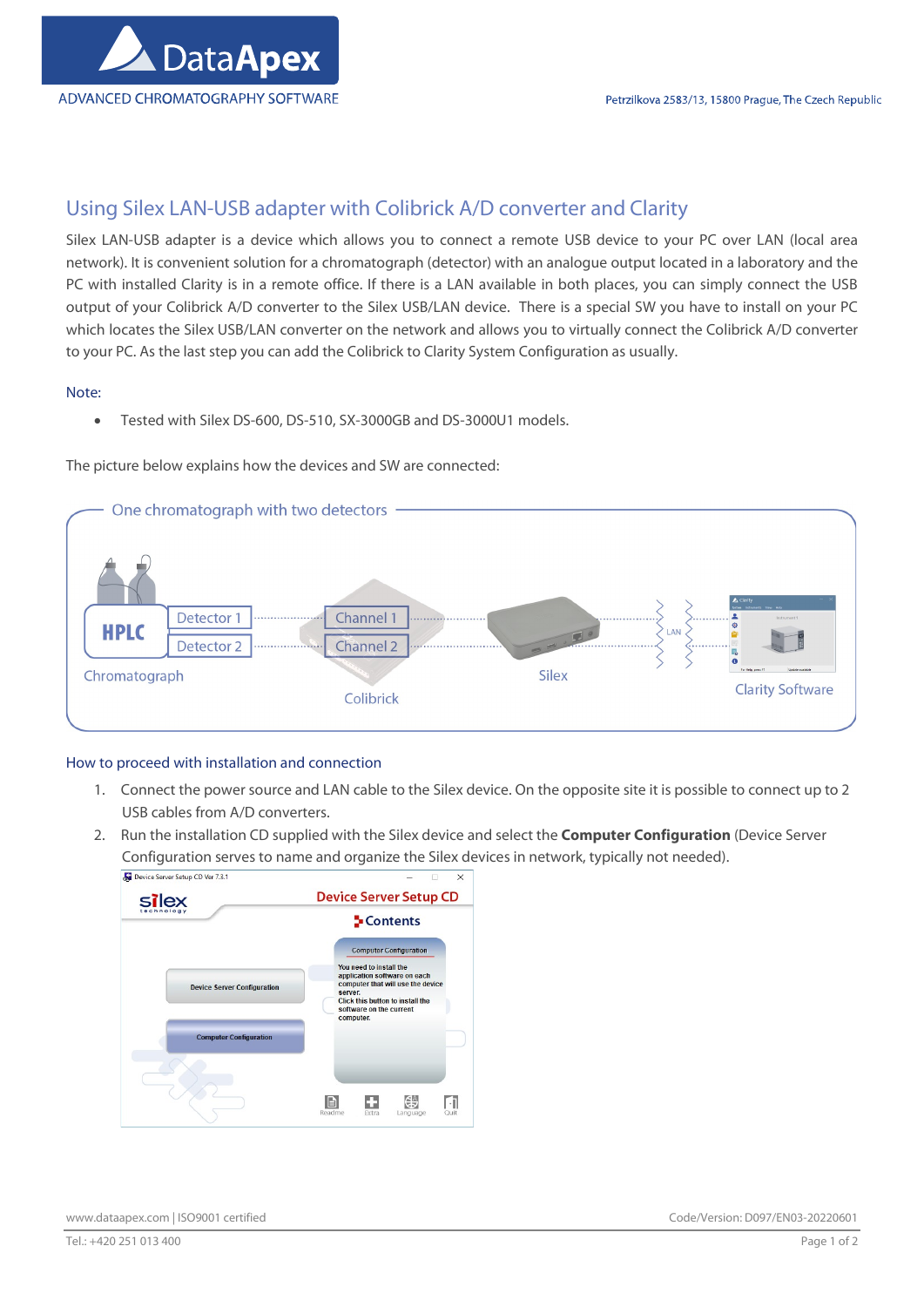# Using Silex LAN-USB adapter with Colibrick A/D converter and Clarity

Silex LAN-USB adapter is a device which allows you to connect a remote USB device to your PC over LAN (local area network). It is convenient solution for a chromatograph (detector) with an analogue output located in a laboratory and the PC with installed Clarity is in a remote office. If there is a LAN available in both places, you can simply connect the USB output of your Colibrick A/D converter to the Silex USB/LAN device. There is a special SW you have to install on your PC which locates the Silex USB/LAN converter on the network and allows you to virtually connect the Colibrick A/D converter to your PC. As the last step you can add the Colibrick to Clarity System Configuration as usually.

Note:

- Tested with Silex DS-600, DS-510, SX-3000GB and DS-3000U1 models.

The picture below explains how the devices and SW are connected:

## How to proceed with installation and connection

1. Connect the power source and LAN cable to the Silex device. On the opposite site it is possible to connect up to 2 USB cables from A/D converters.
2. Run the installation CD supplied with the Silex device and select the **Computer Configuration** (Device Server Configuration serves to name and organize the Silex devices in network, typically not needed).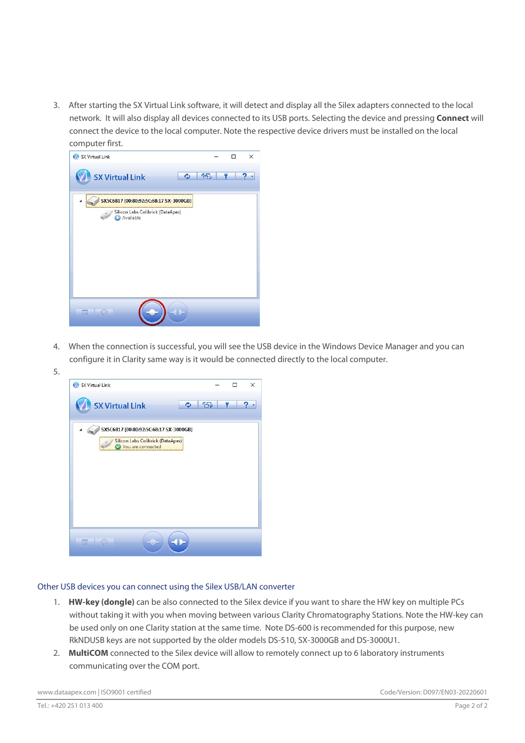3. After starting the SX Virtual Link software, it will detect and display all the Silex adapters connected to the local network. It will also display all devices connected to its USB ports. Selecting the device and pressing **Connect** will connect the device to the local computer. Note the respective device drivers must be installed on the local computer first.

4. When the connection is successful, you will see the USB device in the Windows Device Manager and you can configure it in Clarity same way is it would be connected directly to the local computer.

5.

## Other USB devices you can connect using the Silex USB/LAN converter

1. **HW-key (dongle)** can be also connected to the Silex device if you want to share the HW key on multiple PCs without taking it with you when moving between various Clarity Chromatography Stations. Note the HW-key can be used only on one Clarity station at the same time. Note DS-600 is recommended for this purpose, new RkNDUSB keys are not supported by the older models DS-510, SX-3000GB and DS-3000U1.
2. **MultiCOM** connected to the Silex device will allow to remotely connect up to 6 laboratory instruments communicating over the COM port.